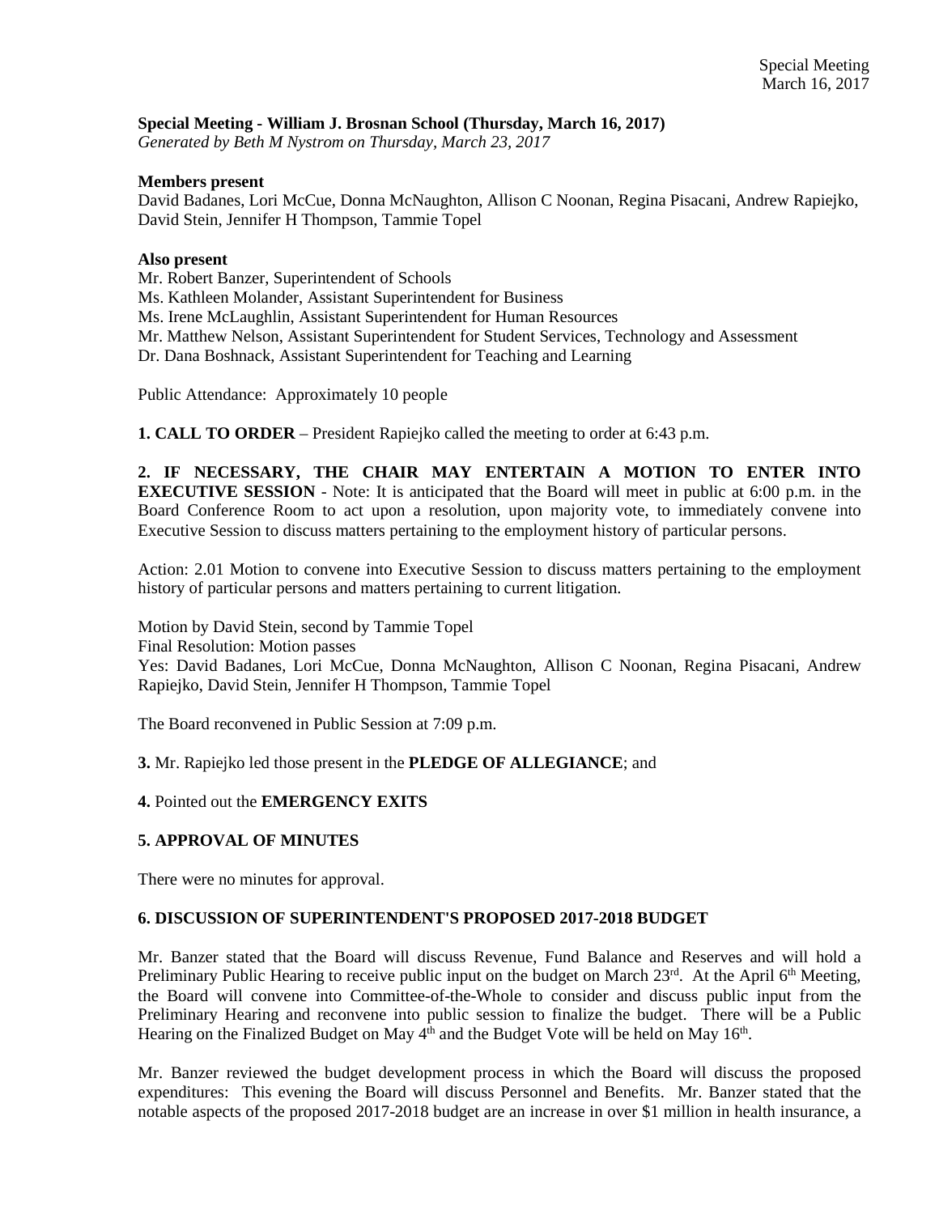**Special Meeting - William J. Brosnan School (Thursday, March 16, 2017)**
*Generated by Beth M Nystrom on Thursday, March 23, 2017*

**Members present**
David Badanes, Lori McCue, Donna McNaughton, Allison C Noonan, Regina Pisacani, Andrew Rapiejko, David Stein, Jennifer H Thompson, Tammie Topel

**Also present**
Mr. Robert Banzer, Superintendent of Schools
Ms. Kathleen Molander, Assistant Superintendent for Business
Ms. Irene McLaughlin, Assistant Superintendent for Human Resources
Mr. Matthew Nelson, Assistant Superintendent for Student Services, Technology and Assessment
Dr. Dana Boshnack, Assistant Superintendent for Teaching and Learning

Public Attendance: Approximately 10 people

**1. CALL TO ORDER** – President Rapiejko called the meeting to order at 6:43 p.m.

**2. IF NECESSARY, THE CHAIR MAY ENTERTAIN A MOTION TO ENTER INTO EXECUTIVE SESSION** - Note: It is anticipated that the Board will meet in public at 6:00 p.m. in the Board Conference Room to act upon a resolution, upon majority vote, to immediately convene into Executive Session to discuss matters pertaining to the employment history of particular persons.

Action: 2.01 Motion to convene into Executive Session to discuss matters pertaining to the employment history of particular persons and matters pertaining to current litigation.

Motion by David Stein, second by Tammie Topel
Final Resolution: Motion passes
Yes: David Badanes, Lori McCue, Donna McNaughton, Allison C Noonan, Regina Pisacani, Andrew Rapiejko, David Stein, Jennifer H Thompson, Tammie Topel

The Board reconvened in Public Session at 7:09 p.m.

**3.** Mr. Rapiejko led those present in the **PLEDGE OF ALLEGIANCE**; and

**4.** Pointed out the **EMERGENCY EXITS**

**5. APPROVAL OF MINUTES**

There were no minutes for approval.

**6. DISCUSSION OF SUPERINTENDENT'S PROPOSED 2017-2018 BUDGET**

Mr. Banzer stated that the Board will discuss Revenue, Fund Balance and Reserves and will hold a Preliminary Public Hearing to receive public input on the budget on March 23rd. At the April 6th Meeting, the Board will convene into Committee-of-the-Whole to consider and discuss public input from the Preliminary Hearing and reconvene into public session to finalize the budget. There will be a Public Hearing on the Finalized Budget on May 4th and the Budget Vote will be held on May 16th.

Mr. Banzer reviewed the budget development process in which the Board will discuss the proposed expenditures: This evening the Board will discuss Personnel and Benefits. Mr. Banzer stated that the notable aspects of the proposed 2017-2018 budget are an increase in over $1 million in health insurance, a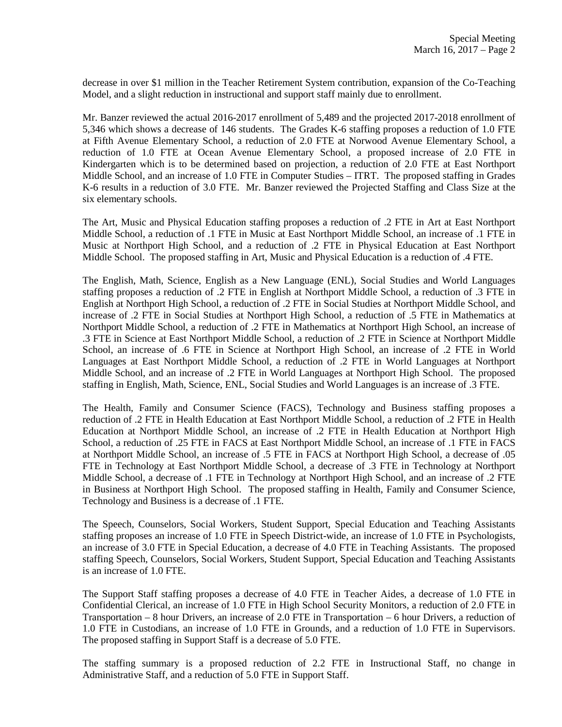decrease in over $1 million in the Teacher Retirement System contribution, expansion of the Co-Teaching Model, and a slight reduction in instructional and support staff mainly due to enrollment.

Mr. Banzer reviewed the actual 2016-2017 enrollment of 5,489 and the projected 2017-2018 enrollment of 5,346 which shows a decrease of 146 students. The Grades K-6 staffing proposes a reduction of 1.0 FTE at Fifth Avenue Elementary School, a reduction of 2.0 FTE at Norwood Avenue Elementary School, a reduction of 1.0 FTE at Ocean Avenue Elementary School, a proposed increase of 2.0 FTE in Kindergarten which is to be determined based on projection, a reduction of 2.0 FTE at East Northport Middle School, and an increase of 1.0 FTE in Computer Studies – ITRT. The proposed staffing in Grades K-6 results in a reduction of 3.0 FTE. Mr. Banzer reviewed the Projected Staffing and Class Size at the six elementary schools.

The Art, Music and Physical Education staffing proposes a reduction of .2 FTE in Art at East Northport Middle School, a reduction of .1 FTE in Music at East Northport Middle School, an increase of .1 FTE in Music at Northport High School, and a reduction of .2 FTE in Physical Education at East Northport Middle School. The proposed staffing in Art, Music and Physical Education is a reduction of .4 FTE.

The English, Math, Science, English as a New Language (ENL), Social Studies and World Languages staffing proposes a reduction of .2 FTE in English at Northport Middle School, a reduction of .3 FTE in English at Northport High School, a reduction of .2 FTE in Social Studies at Northport Middle School, and increase of .2 FTE in Social Studies at Northport High School, a reduction of .5 FTE in Mathematics at Northport Middle School, a reduction of .2 FTE in Mathematics at Northport High School, an increase of .3 FTE in Science at East Northport Middle School, a reduction of .2 FTE in Science at Northport Middle School, an increase of .6 FTE in Science at Northport High School, an increase of .2 FTE in World Languages at East Northport Middle School, a reduction of .2 FTE in World Languages at Northport Middle School, and an increase of .2 FTE in World Languages at Northport High School. The proposed staffing in English, Math, Science, ENL, Social Studies and World Languages is an increase of .3 FTE.

The Health, Family and Consumer Science (FACS), Technology and Business staffing proposes a reduction of .2 FTE in Health Education at East Northport Middle School, a reduction of .2 FTE in Health Education at Northport Middle School, an increase of .2 FTE in Health Education at Northport High School, a reduction of .25 FTE in FACS at East Northport Middle School, an increase of .1 FTE in FACS at Northport Middle School, an increase of .5 FTE in FACS at Northport High School, a decrease of .05 FTE in Technology at East Northport Middle School, a decrease of .3 FTE in Technology at Northport Middle School, a decrease of .1 FTE in Technology at Northport High School, and an increase of .2 FTE in Business at Northport High School. The proposed staffing in Health, Family and Consumer Science, Technology and Business is a decrease of .1 FTE.

The Speech, Counselors, Social Workers, Student Support, Special Education and Teaching Assistants staffing proposes an increase of 1.0 FTE in Speech District-wide, an increase of 1.0 FTE in Psychologists, an increase of 3.0 FTE in Special Education, a decrease of 4.0 FTE in Teaching Assistants. The proposed staffing Speech, Counselors, Social Workers, Student Support, Special Education and Teaching Assistants is an increase of 1.0 FTE.

The Support Staff staffing proposes a decrease of 4.0 FTE in Teacher Aides, a decrease of 1.0 FTE in Confidential Clerical, an increase of 1.0 FTE in High School Security Monitors, a reduction of 2.0 FTE in Transportation – 8 hour Drivers, an increase of 2.0 FTE in Transportation – 6 hour Drivers, a reduction of 1.0 FTE in Custodians, an increase of 1.0 FTE in Grounds, and a reduction of 1.0 FTE in Supervisors. The proposed staffing in Support Staff is a decrease of 5.0 FTE.

The staffing summary is a proposed reduction of 2.2 FTE in Instructional Staff, no change in Administrative Staff, and a reduction of 5.0 FTE in Support Staff.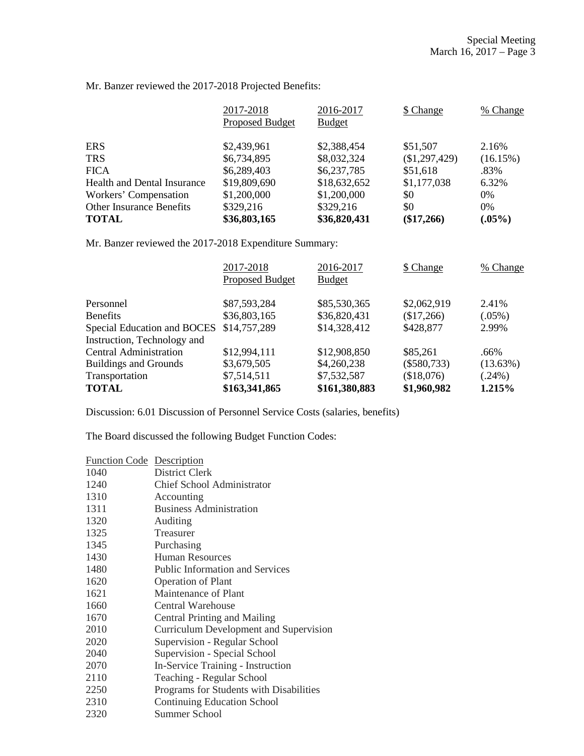Mr. Banzer reviewed the 2017-2018 Projected Benefits:

| | 2017-2018 Proposed Budget | 2016-2017 Budget | $ Change | % Change |
|---|---|---|---|---|
| ERS | $2,439,961 | $2,388,454 | $51,507 | 2.16% |
| TRS | $6,734,895 | $8,032,324 | ($1,297,429) | (16.15%) |
| FICA | $6,289,403 | $6,237,785 | $51,618 | .83% |
| Health and Dental Insurance | $19,809,690 | $18,632,652 | $1,177,038 | 6.32% |
| Workers' Compensation | $1,200,000 | $1,200,000 | $0 | 0% |
| Other Insurance Benefits | $329,216 | $329,216 | $0 | 0% |
| **TOTAL** | **$36,803,165** | **$36,820,431** | **($17,266)** | **(.05%)** |

Mr. Banzer reviewed the 2017-2018 Expenditure Summary:

| | 2017-2018 Proposed Budget | 2016-2017 Budget | $ Change | % Change |
|---|---|---|---|---|
| Personnel | $87,593,284 | $85,530,365 | $2,062,919 | 2.41% |
| Benefits | $36,803,165 | $36,820,431 | ($17,266) | (.05%) |
| Special Education and BOCES | $14,757,289 | $14,328,412 | $428,877 | 2.99% |
| Instruction, Technology and Central Administration | $12,994,111 | $12,908,850 | $85,261 | .66% |
| Buildings and Grounds | $3,679,505 | $4,260,238 | ($580,733) | (13.63%) |
| Transportation | $7,514,511 | $7,532,587 | ($18,076) | (.24%) |
| **TOTAL** | **$163,341,865** | **$161,380,883** | **$1,960,982** | **1.215%** |

Discussion: 6.01 Discussion of Personnel Service Costs (salaries, benefits)

The Board discussed the following Budget Function Codes:

| Function Code | Description |
|---|---|
| 1040 | District Clerk |
| 1240 | Chief School Administrator |
| 1310 | Accounting |
| 1311 | Business Administration |
| 1320 | Auditing |
| 1325 | Treasurer |
| 1345 | Purchasing |
| 1430 | Human Resources |
| 1480 | Public Information and Services |
| 1620 | Operation of Plant |
| 1621 | Maintenance of Plant |
| 1660 | Central Warehouse |
| 1670 | Central Printing and Mailing |
| 2010 | Curriculum Development and Supervision |
| 2020 | Supervision - Regular School |
| 2040 | Supervision - Special School |
| 2070 | In-Service Training - Instruction |
| 2110 | Teaching - Regular School |
| 2250 | Programs for Students with Disabilities |
| 2310 | Continuing Education School |
| 2320 | Summer School |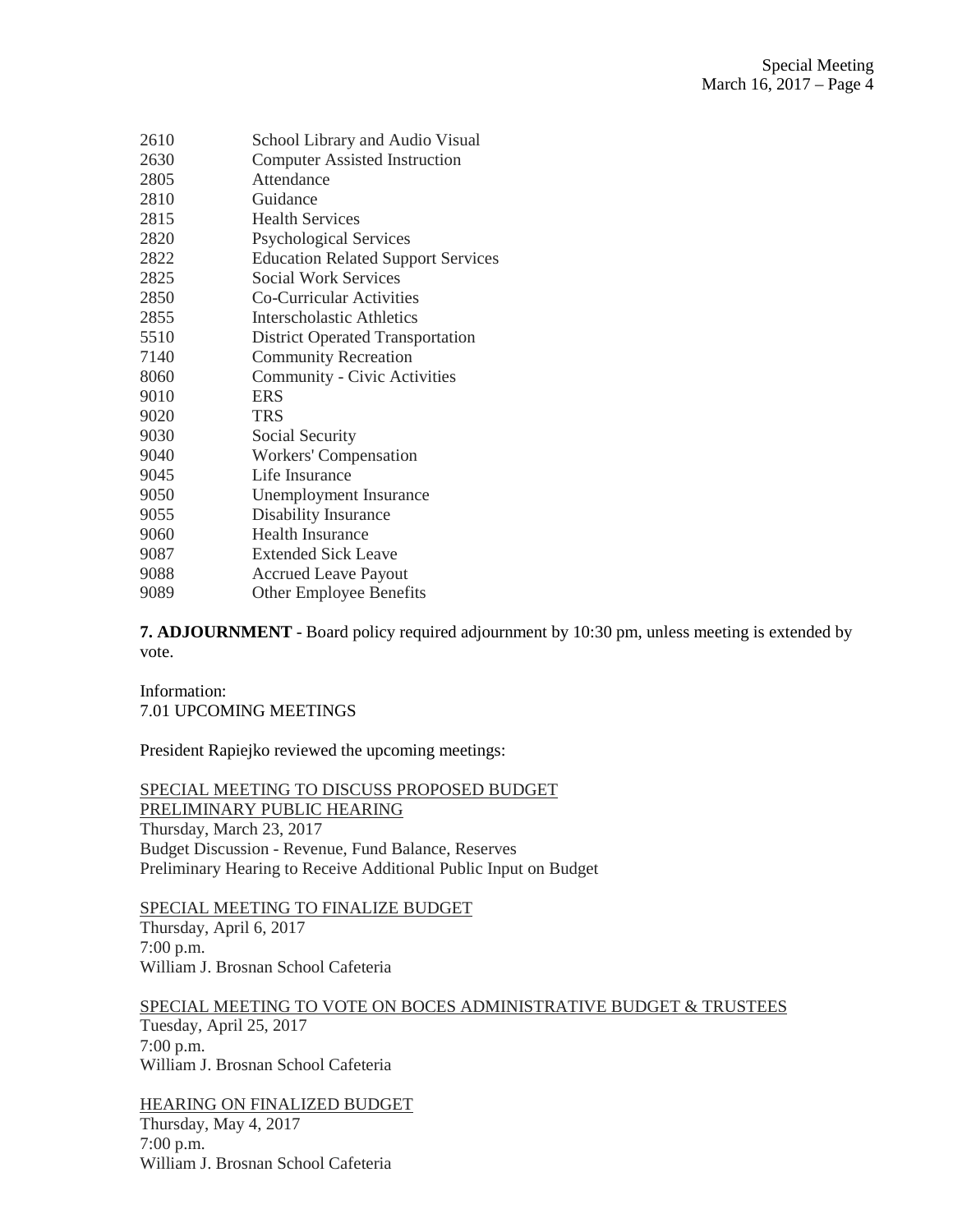2610 School Library and Audio Visual
2630 Computer Assisted Instruction
2805 Attendance
2810 Guidance
2815 Health Services
2820 Psychological Services
2822 Education Related Support Services
2825 Social Work Services
2850 Co-Curricular Activities
2855 Interscholastic Athletics
5510 District Operated Transportation
7140 Community Recreation
8060 Community - Civic Activities
9010 ERS
9020 TRS
9030 Social Security
9040 Workers' Compensation
9045 Life Insurance
9050 Unemployment Insurance
9055 Disability Insurance
9060 Health Insurance
9087 Extended Sick Leave
9088 Accrued Leave Payout
9089 Other Employee Benefits

**7. ADJOURNMENT** - Board policy required adjournment by 10:30 pm, unless meeting is extended by vote.

Information:
7.01 UPCOMING MEETINGS

President Rapiejko reviewed the upcoming meetings:

SPECIAL MEETING TO DISCUSS PROPOSED BUDGET
PRELIMINARY PUBLIC HEARING
Thursday, March 23, 2017
Budget Discussion - Revenue, Fund Balance, Reserves
Preliminary Hearing to Receive Additional Public Input on Budget

SPECIAL MEETING TO FINALIZE BUDGET
Thursday, April 6, 2017
7:00 p.m.
William J. Brosnan School Cafeteria

SPECIAL MEETING TO VOTE ON BOCES ADMINISTRATIVE BUDGET & TRUSTEES
Tuesday, April 25, 2017
7:00 p.m.
William J. Brosnan School Cafeteria

HEARING ON FINALIZED BUDGET
Thursday, May 4, 2017
7:00 p.m.
William J. Brosnan School Cafeteria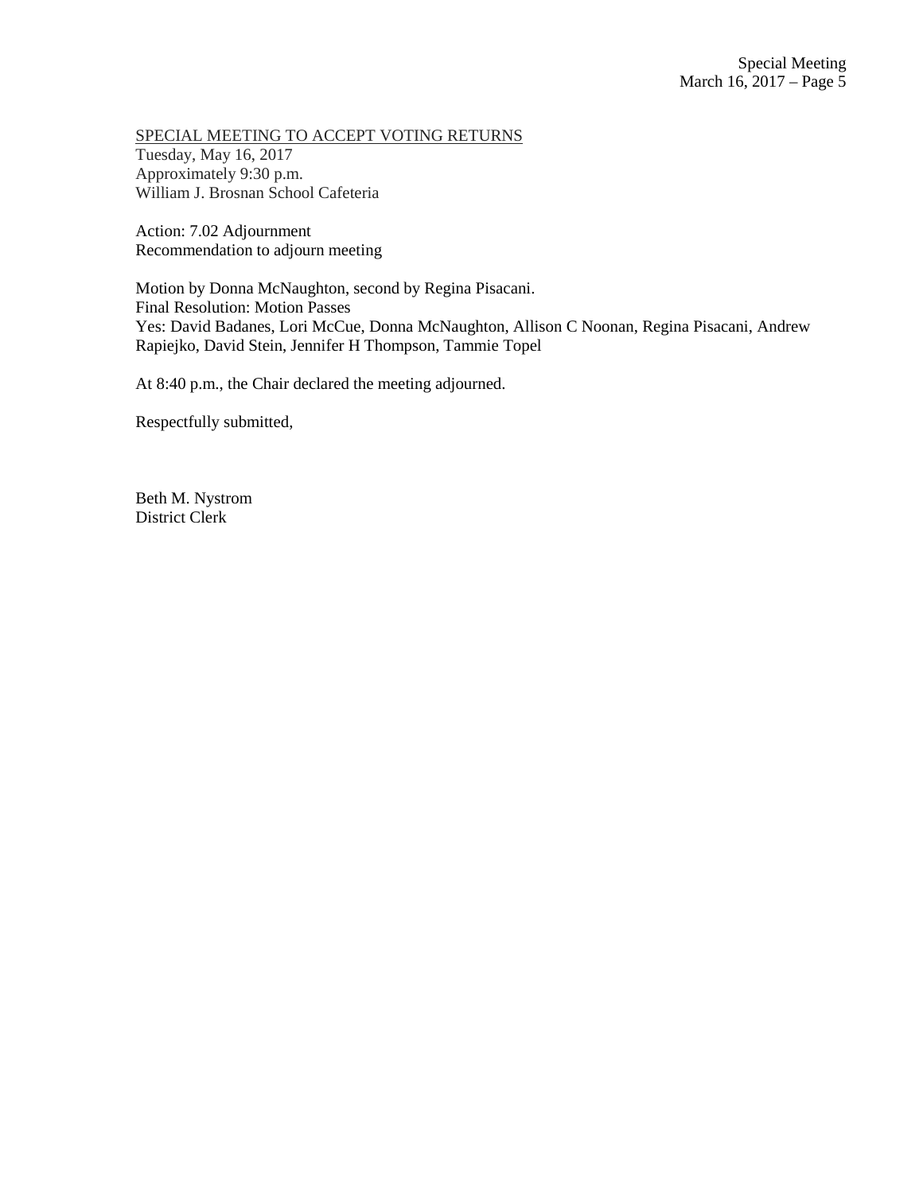SPECIAL MEETING TO ACCEPT VOTING RETURNS
Tuesday, May 16, 2017
Approximately 9:30 p.m.
William J. Brosnan School Cafeteria

Action: 7.02 Adjournment
Recommendation to adjourn meeting

Motion by Donna McNaughton, second by Regina Pisacani.
Final Resolution: Motion Passes
Yes: David Badanes, Lori McCue, Donna McNaughton, Allison C Noonan, Regina Pisacani, Andrew Rapiejko, David Stein, Jennifer H Thompson, Tammie Topel

At 8:40 p.m., the Chair declared the meeting adjourned.

Respectfully submitted,

Beth M. Nystrom
District Clerk